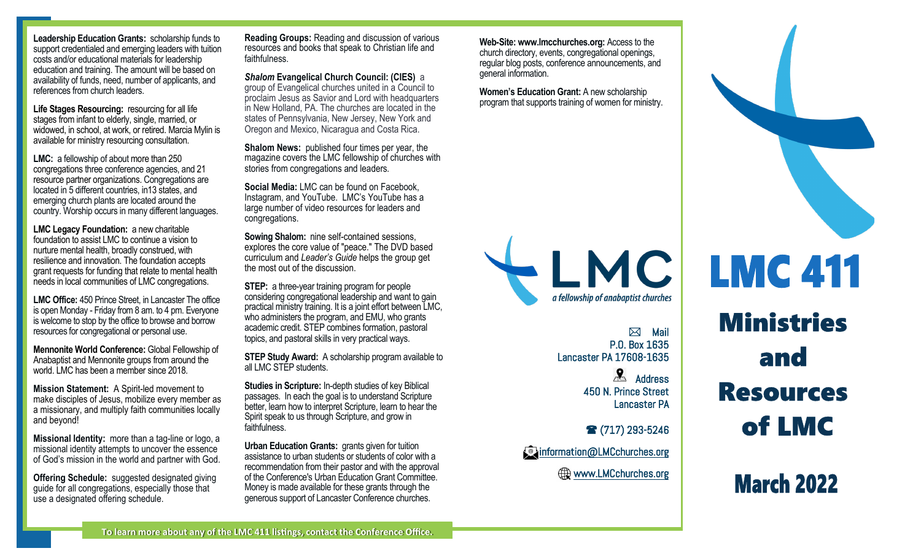**Leadership Education Grants:** scholarship funds to support credentialed and emerging leaders with tuition costs and/or educational materials for leadership education and training. The amount will be based on availability of funds, need, number of applicants, and references from church leaders.

**Life Stages Resourcing:** resourcing for all life stages from infant to elderly, single, married, or widowed, in school, at work, or retired. Marcia Mylin is available for ministry resourcing consultation.

**LMC:** a fellowship of about more than 250 congregations three conference agencies, and 21 resource partner organizations. Congregations are located in 5 different countries, in13 states, and emerging church plants are located around the country. Worship occurs in many different languages.

**LMC Legacy Foundation:** a new charitable foundation to assist LMC to continue a vision to nurture mental health, broadly construed, with resilience and innovation. The foundation accepts grant requests for funding that relate to mental health needs in local communities of LMC congregations.

**LMC Office:** 450 Prince Street, in Lancaster The office is open Monday - Friday from 8 am. to 4 pm. Everyone is welcome to stop by the office to browse and borrow resources for congregational or personal use.

**Mennonite World Conference:** Global Fellowship of Anabaptist and Mennonite groups from around the world. LMC has been a member since 2018.

**Mission Statement:** A Spirit-led movement to make disciples of Jesus, mobilize every member as a missionary, and multiply faith communities locally and beyond!

**Missional Identity:** more than a tag-line or logo, a missional identity attempts to uncover the essence of God's mission in the world and partner with God.

**Offering Schedule:** suggested designated giving guide for all congregations, especially those that use a designated offering schedule.

**Reading Groups:** Reading and discussion of various resources and books that speak to Christian life and faithfulness.

***Shalom* Evangelical Church Council: (CIES)** a group of Evangelical churches united in a Council to proclaim Jesus as Savior and Lord with headquarters in New Holland, PA. The churches are located in the states of Pennsylvania, New Jersey, New York and Oregon and Mexico, Nicaragua and Costa Rica.

**Shalom News:** published four times per year, the magazine covers the LMC fellowship of churches with stories from congregations and leaders.

**Social Media:** LMC can be found on Facebook, Instagram, and YouTube. LMC's YouTube has a large number of video resources for leaders and congregations.

**Sowing Shalom:** nine self-contained sessions, explores the core value of "peace." The DVD based curriculum and *Leader's Guide* helps the group get the most out of the discussion.

**STEP:** a three-year training program for people considering congregational leadership and want to gain practical ministry training. It is a joint effort between LMC, who administers the program, and EMU, who grants academic credit. STEP combines formation, pastoral topics, and pastoral skills in very practical ways.

**STEP Study Award:** A scholarship program available to all LMC STEP students.

**Studies in Scripture:** In-depth studies of key Biblical passages. In each the goal is to understand Scripture better, learn how to interpret Scripture, learn to hear the Spirit speak to us through Scripture, and grow in faithfulness.

**Urban Education Grants:** grants given for tuition assistance to urban students or students of color with a recommendation from their pastor and with the approval of the Conference's Urban Education Grant Committee. Money is made available for these grants through the generous support of Lancaster Conference churches.

**Web-Site: www.lmcchurches.org:** Access to the church directory, events, congregational openings, regular blog posts, conference announcements, and general information.

**Women's Education Grant:** A new scholarship program that supports training of women for ministry.

To learn more about any of the LMC 411 listings, contact the Conference Office.

LMC

*a fellowship of anabaptist churches*

Mail
P.O. Box 1635
Lancaster PA 17608-1635

Address
450 N. Prince Street
Lancaster PA

(717) 293-5246

information@LMCchurches.org

www.LMCchurches.org

# LMC 411

## Ministries and Resources of LMC

## March 2022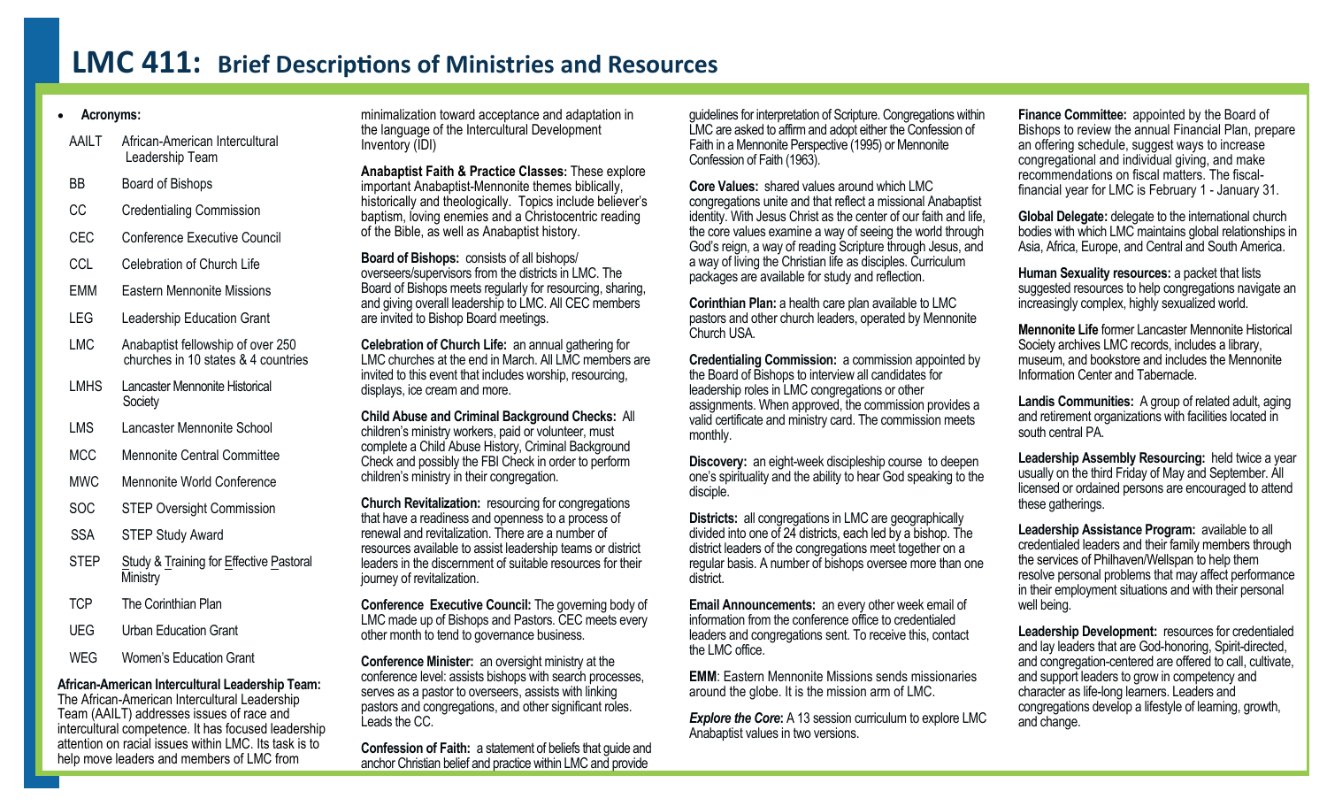# LMC 411: Brief Descriptions of Ministries and Resources

- **Acronyms:**

| | |
|---|---|
| AAILT | African-American Intercultural Leadership Team |
| BB | Board of Bishops |
| CC | Credentialing Commission |
| CEC | Conference Executive Council |
| CCL | Celebration of Church Life |
| EMM | Eastern Mennonite Missions |
| LEG | Leadership Education Grant |
| LMC | Anabaptist fellowship of over 250 churches in 10 states & 4 countries |
| LMHS | Lancaster Mennonite Historical Society |
| LMS | Lancaster Mennonite School |
| MCC | Mennonite Central Committee |
| MWC | Mennonite World Conference |
| SOC | STEP Oversight Commission |
| SSA | STEP Study Award |
| STEP | Study & Training for Effective Pastoral Ministry |
| TCP | The Corinthian Plan |
| UEG | Urban Education Grant |
| WEG | Women's Education Grant |

**African-American Intercultural Leadership Team:** The African-American Intercultural Leadership Team (AAILT) addresses issues of race and intercultural competence. It has focused leadership attention on racial issues within LMC. Its task is to help move leaders and members of LMC from minimalization toward acceptance and adaptation in the language of the Intercultural Development Inventory (IDI)

**Anabaptist Faith & Practice Classes:** These explore important Anabaptist-Mennonite themes biblically, historically and theologically. Topics include believer's baptism, loving enemies and a Christocentric reading of the Bible, as well as Anabaptist history.

**Board of Bishops:** consists of all bishops/ overseers/supervisors from the districts in LMC. The Board of Bishops meets regularly for resourcing, sharing, and giving overall leadership to LMC. All CEC members are invited to Bishop Board meetings.

**Celebration of Church Life:** an annual gathering for LMC churches at the end in March. All LMC members are invited to this event that includes worship, resourcing, displays, ice cream and more.

**Child Abuse and Criminal Background Checks:** All children's ministry workers, paid or volunteer, must complete a Child Abuse History, Criminal Background Check and possibly the FBI Check in order to perform children's ministry in their congregation.

**Church Revitalization:** resourcing for congregations that have a readiness and openness to a process of renewal and revitalization. There are a number of resources available to assist leadership teams or district leaders in the discernment of suitable resources for their journey of revitalization.

**Conference Executive Council:** The governing body of LMC made up of Bishops and Pastors. CEC meets every other month to tend to governance business.

**Conference Minister:** an oversight ministry at the conference level: assists bishops with search processes, serves as a pastor to overseers, assists with linking pastors and congregations, and other significant roles. Leads the CC.

**Confession of Faith:** a statement of beliefs that guide and anchor Christian belief and practice within LMC and provide guidelines for interpretation of Scripture. Congregations within LMC are asked to affirm and adopt either the Confession of Faith in a Mennonite Perspective (1995) or Mennonite Confession of Faith (1963).

**Core Values:** shared values around which LMC congregations unite and that reflect a missional Anabaptist identity. With Jesus Christ as the center of our faith and life, the core values examine a way of seeing the world through God's reign, a way of reading Scripture through Jesus, and a way of living the Christian life as disciples. Curriculum packages are available for study and reflection.

**Corinthian Plan:** a health care plan available to LMC pastors and other church leaders, operated by Mennonite Church USA.

**Credentialing Commission:** a commission appointed by the Board of Bishops to interview all candidates for leadership roles in LMC congregations or other assignments. When approved, the commission provides a valid certificate and ministry card. The commission meets monthly.

**Discovery:** an eight-week discipleship course to deepen one's spirituality and the ability to hear God speaking to the disciple.

**Districts:** all congregations in LMC are geographically divided into one of 24 districts, each led by a bishop. The district leaders of the congregations meet together on a regular basis. A number of bishops oversee more than one district.

**Email Announcements:** an every other week email of information from the conference office to credentialed leaders and congregations sent. To receive this, contact the LMC office.

**EMM**: Eastern Mennonite Missions sends missionaries around the globe. It is the mission arm of LMC.

***Explore the Core*:** A 13 session curriculum to explore LMC Anabaptist values in two versions.

**Finance Committee:** appointed by the Board of Bishops to review the annual Financial Plan, prepare an offering schedule, suggest ways to increase congregational and individual giving, and make recommendations on fiscal matters. The fiscal-financial year for LMC is February 1 - January 31.

**Global Delegate:** delegate to the international church bodies with which LMC maintains global relationships in Asia, Africa, Europe, and Central and South America.

**Human Sexuality resources:** a packet that lists suggested resources to help congregations navigate an increasingly complex, highly sexualized world.

**Mennonite Life** former Lancaster Mennonite Historical Society archives LMC records, includes a library, museum, and bookstore and includes the Mennonite Information Center and Tabernacle.

**Landis Communities:** A group of related adult, aging and retirement organizations with facilities located in south central PA.

**Leadership Assembly Resourcing:** held twice a year usually on the third Friday of May and September. All licensed or ordained persons are encouraged to attend these gatherings.

**Leadership Assistance Program:** available to all credentialed leaders and their family members through the services of Philhaven/Wellspan to help them resolve personal problems that may affect performance in their employment situations and with their personal well being.

**Leadership Development:** resources for credentialed and lay leaders that are God-honoring, Spirit-directed, and congregation-centered are offered to call, cultivate, and support leaders to grow in competency and character as life-long learners. Leaders and congregations develop a lifestyle of learning, growth, and change.